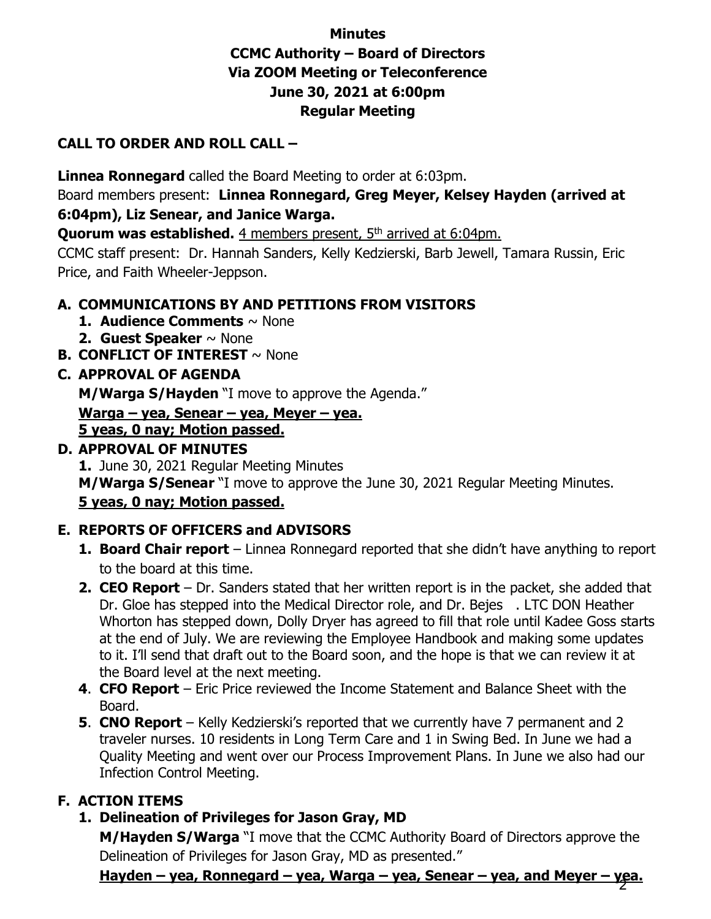# Minutes
# CCMC Authority – Board of Directors
# Via ZOOM Meeting or Teleconference
# June 30, 2021 at 6:00pm
# Regular Meeting

## CALL TO ORDER AND ROLL CALL –

**Linnea Ronnegard** called the Board Meeting to order at 6:03pm.

Board members present: **Linnea Ronnegard, Greg Meyer, Kelsey Hayden (arrived at 6:04pm), Liz Senear, and Janice Warga.**

**Quorum was established.** 4 members present, 5th arrived at 6:04pm.

CCMC staff present: Dr. Hannah Sanders, Kelly Kedzierski, Barb Jewell, Tamara Russin, Eric Price, and Faith Wheeler-Jeppson.

## A. COMMUNICATIONS BY AND PETITIONS FROM VISITORS

1. **Audience Comments** ~ None
2. **Guest Speaker** ~ None

## B. CONFLICT OF INTEREST ~ None

## C. APPROVAL OF AGENDA

**M/Warga S/Hayden** "I move to approve the Agenda."

**Warga – yea, Senear – yea, Meyer – yea.**
**5 yeas, 0 nay; Motion passed.**

## D. APPROVAL OF MINUTES

1. June 30, 2021 Regular Meeting Minutes

**M/Warga S/Senear** "I move to approve the June 30, 2021 Regular Meeting Minutes.

**5 yeas, 0 nay; Motion passed.**

## E. REPORTS OF OFFICERS and ADVISORS

1. **Board Chair report** – Linnea Ronnegard reported that she didn't have anything to report to the board at this time.
2. **CEO Report** – Dr. Sanders stated that her written report is in the packet, she added that Dr. Gloe has stepped into the Medical Director role, and Dr. Bejes . LTC DON Heather Whorton has stepped down, Dolly Dryer has agreed to fill that role until Kadee Goss starts at the end of July. We are reviewing the Employee Handbook and making some updates to it. I'll send that draft out to the Board soon, and the hope is that we can review it at the Board level at the next meeting.

4. **CFO Report** – Eric Price reviewed the Income Statement and Balance Sheet with the Board.
5. **CNO Report** – Kelly Kedzierski's reported that we currently have 7 permanent and 2 traveler nurses. 10 residents in Long Term Care and 1 in Swing Bed. In June we had a Quality Meeting and went over our Process Improvement Plans. In June we also had our Infection Control Meeting.

## F. ACTION ITEMS

### 1. Delineation of Privileges for Jason Gray, MD

**M/Hayden S/Warga** "I move that the CCMC Authority Board of Directors approve the Delineation of Privileges for Jason Gray, MD as presented."

**Hayden – yea, Ronnegard – yea, Warga – yea, Senear – yea, and Meyer – yea.**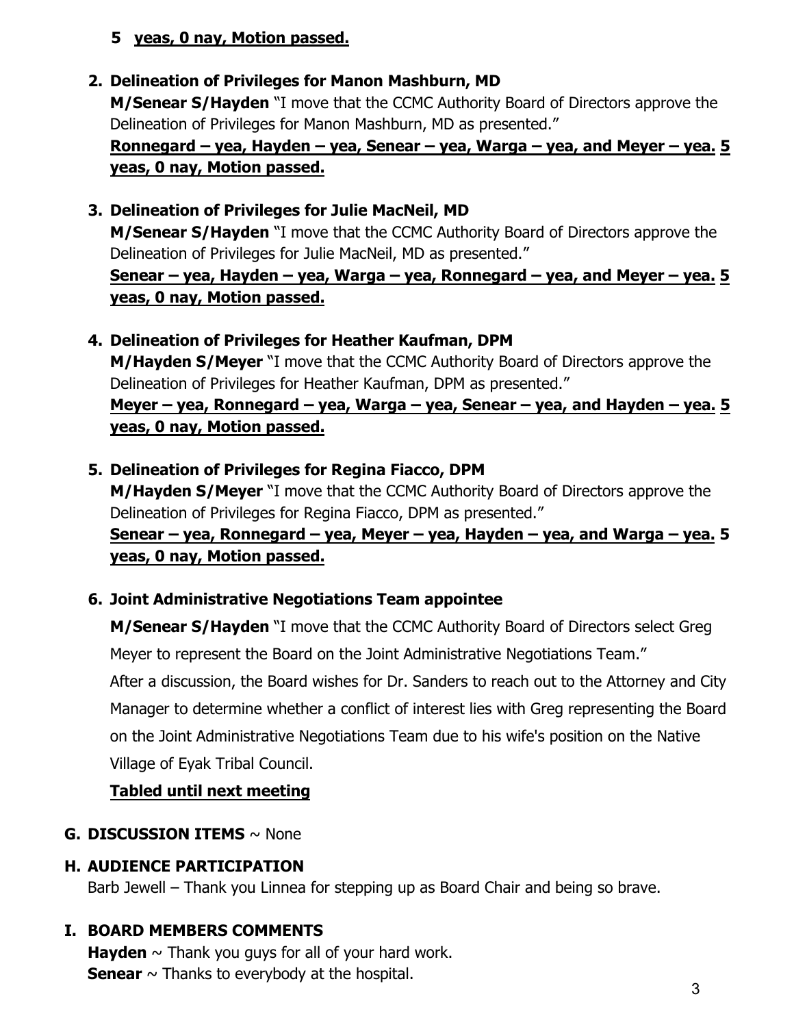**5 yeas, 0 nay, Motion passed.**

2. **Delineation of Privileges for Manon Mashburn, MD**
   **M/Senear S/Hayden** "I move that the CCMC Authority Board of Directors approve the Delineation of Privileges for Manon Mashburn, MD as presented."
   **Ronnegard – yea, Hayden – yea, Senear – yea, Warga – yea, and Meyer – yea. 5 yeas, 0 nay, Motion passed.**

3. **Delineation of Privileges for Julie MacNeil, MD**
   **M/Senear S/Hayden** "I move that the CCMC Authority Board of Directors approve the Delineation of Privileges for Julie MacNeil, MD as presented."
   **Senear – yea, Hayden – yea, Warga – yea, Ronnegard – yea, and Meyer – yea. 5 yeas, 0 nay, Motion passed.**

4. **Delineation of Privileges for Heather Kaufman, DPM**
   **M/Hayden S/Meyer** "I move that the CCMC Authority Board of Directors approve the Delineation of Privileges for Heather Kaufman, DPM as presented."
   **Meyer – yea, Ronnegard – yea, Warga – yea, Senear – yea, and Hayden – yea. 5 yeas, 0 nay, Motion passed.**

5. **Delineation of Privileges for Regina Fiacco, DPM**
   **M/Hayden S/Meyer** "I move that the CCMC Authority Board of Directors approve the Delineation of Privileges for Regina Fiacco, DPM as presented."
   **Senear – yea, Ronnegard – yea, Meyer – yea, Hayden – yea, and Warga – yea. 5 yeas, 0 nay, Motion passed.**

6. **Joint Administrative Negotiations Team appointee**
   **M/Senear S/Hayden** "I move that the CCMC Authority Board of Directors select Greg Meyer to represent the Board on the Joint Administrative Negotiations Team."
   After a discussion, the Board wishes for Dr. Sanders to reach out to the Attorney and City Manager to determine whether a conflict of interest lies with Greg representing the Board on the Joint Administrative Negotiations Team due to his wife's position on the Native Village of Eyak Tribal Council.
   **Tabled until next meeting**

## G. DISCUSSION ITEMS ~ None

## H. AUDIENCE PARTICIPATION

Barb Jewell – Thank you Linnea for stepping up as Board Chair and being so brave.

## I. BOARD MEMBERS COMMENTS

**Hayden** ~ Thank you guys for all of your hard work.
**Senear** ~ Thanks to everybody at the hospital.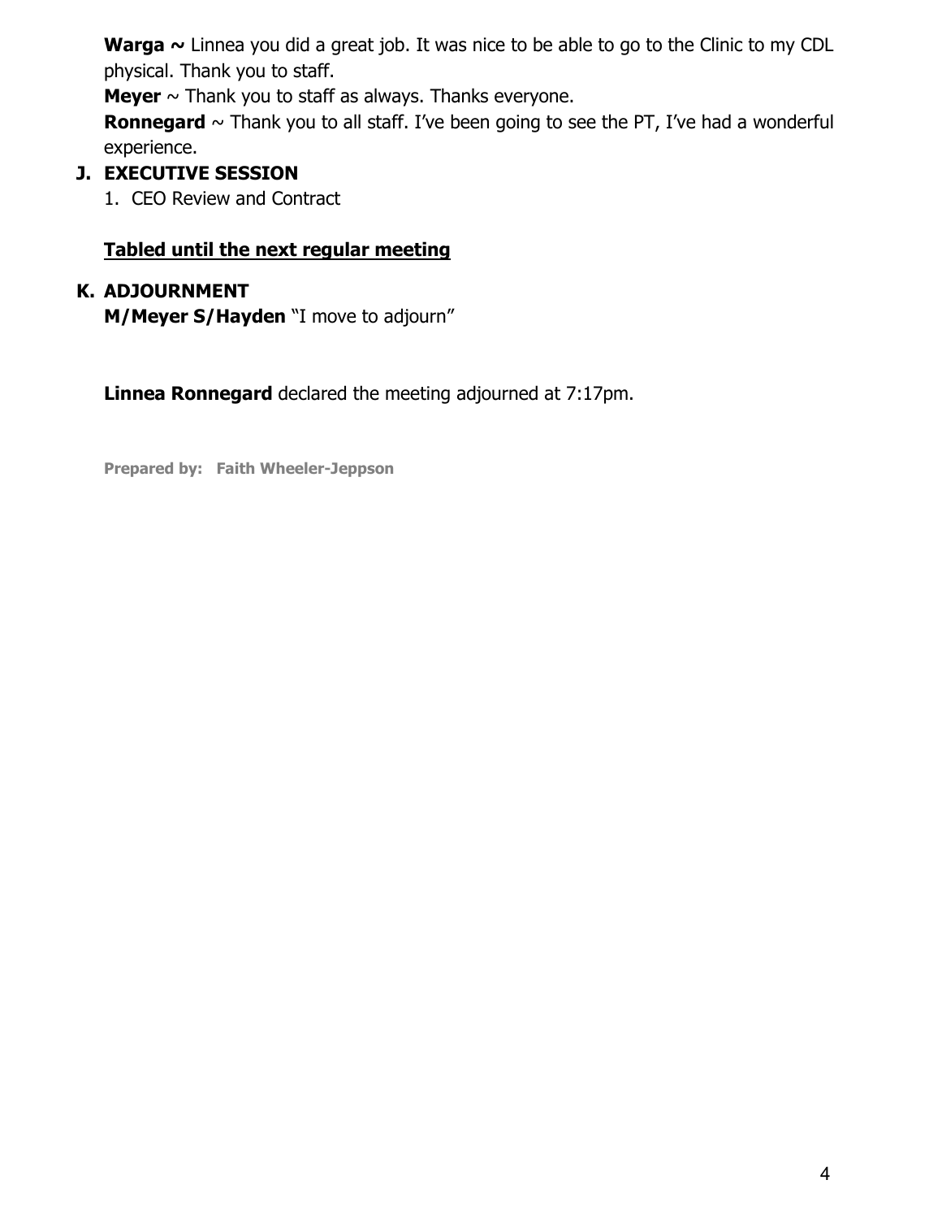**Warga ~** Linnea you did a great job. It was nice to be able to go to the Clinic to my CDL physical. Thank you to staff.

**Meyer** ~ Thank you to staff as always. Thanks everyone.

**Ronnegard** ~ Thank you to all staff. I've been going to see the PT, I've had a wonderful experience.

## J. EXECUTIVE SESSION

1. CEO Review and Contract

<u>**Tabled until the next regular meeting**</u>

## K. ADJOURNMENT

**M/Meyer S/Hayden** "I move to adjourn"

**Linnea Ronnegard** declared the meeting adjourned at 7:17pm.

**Prepared by: Faith Wheeler-Jeppson**